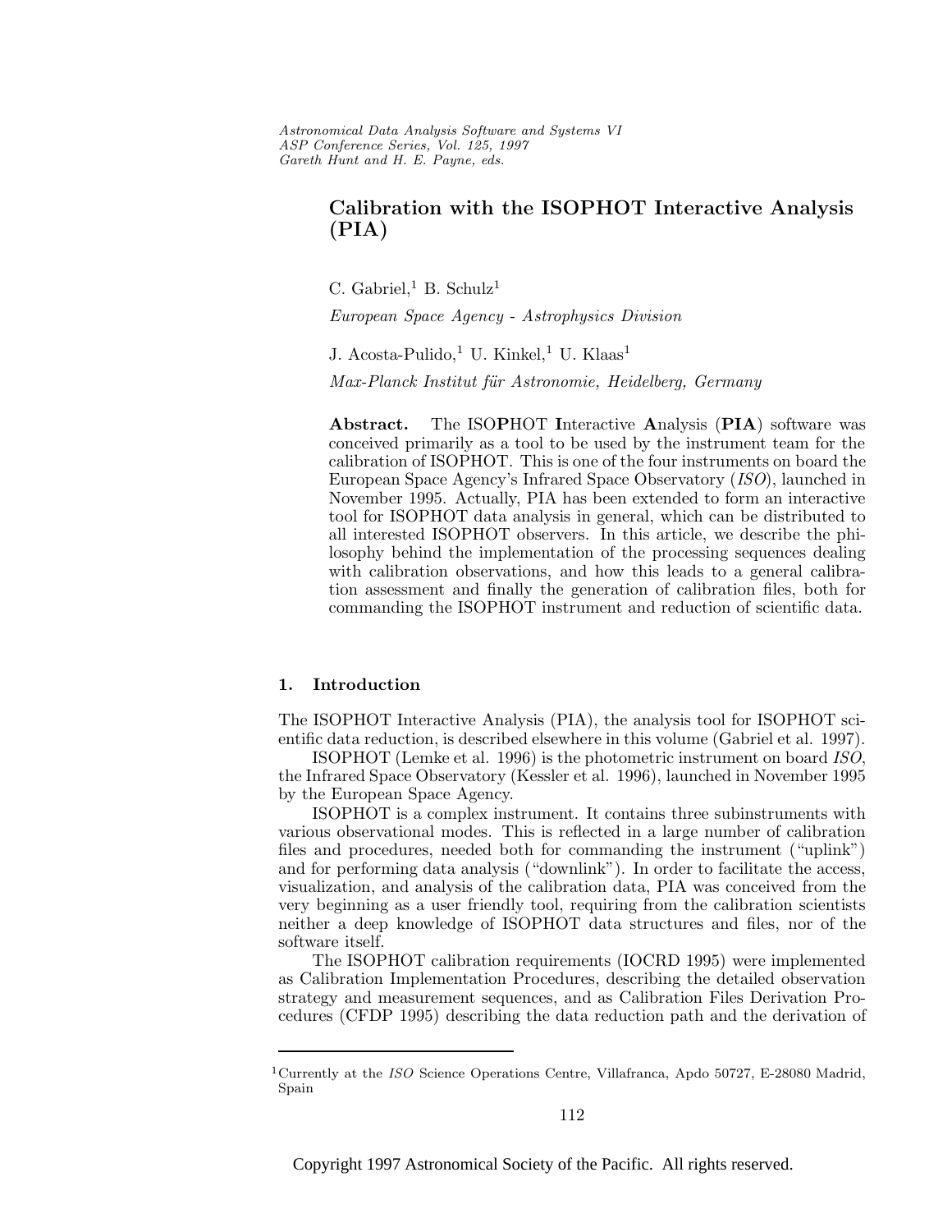# Calibration with the ISOPHOT Interactive Analysis (PIA)

C. Gabriel,[1] B. Schulz[1]

*European Space Agency - Astrophysics Division*

J. Acosta-Pulido,[1] U. Kinkel,[1] U. Klaas[1]

*Max-Planck Institut für Astronomie, Heidelberg, Germany*

**Abstract.** The ISO**P**HOT **I**nteractive **A**nalysis (**PIA**) software was conceived primarily as a tool to be used by the instrument team for the calibration of ISOPHOT. This is one of the four instruments on board the European Space Agency's Infrared Space Observatory (*ISO*), launched in November 1995. Actually, PIA has been extended to form an interactive tool for ISOPHOT data analysis in general, which can be distributed to all interested ISOPHOT observers. In this article, we describe the philosophy behind the implementation of the processing sequences dealing with calibration observations, and how this leads to a general calibration assessment and finally the generation of calibration files, both for commanding the ISOPHOT instrument and reduction of scientific data.

## 1. Introduction

The ISOPHOT Interactive Analysis (PIA), the analysis tool for ISOPHOT scientific data reduction, is described elsewhere in this volume (Gabriel et al. 1997).

ISOPHOT (Lemke et al. 1996) is the photometric instrument on board *ISO*, the Infrared Space Observatory (Kessler et al. 1996), launched in November 1995 by the European Space Agency.

ISOPHOT is a complex instrument. It contains three subinstruments with various observational modes. This is reflected in a large number of calibration files and procedures, needed both for commanding the instrument ("uplink") and for performing data analysis ("downlink"). In order to facilitate the access, visualization, and analysis of the calibration data, PIA was conceived from the very beginning as a user friendly tool, requiring from the calibration scientists neither a deep knowledge of ISOPHOT data structures and files, nor of the software itself.

The ISOPHOT calibration requirements (IOCRD 1995) were implemented as Calibration Implementation Procedures, describing the detailed observation strategy and measurement sequences, and as Calibration Files Derivation Procedures (CFDP 1995) describing the data reduction path and the derivation of

---

[1] Currently at the *ISO* Science Operations Centre, Villafranca, Apdo 50727, E-28080 Madrid, Spain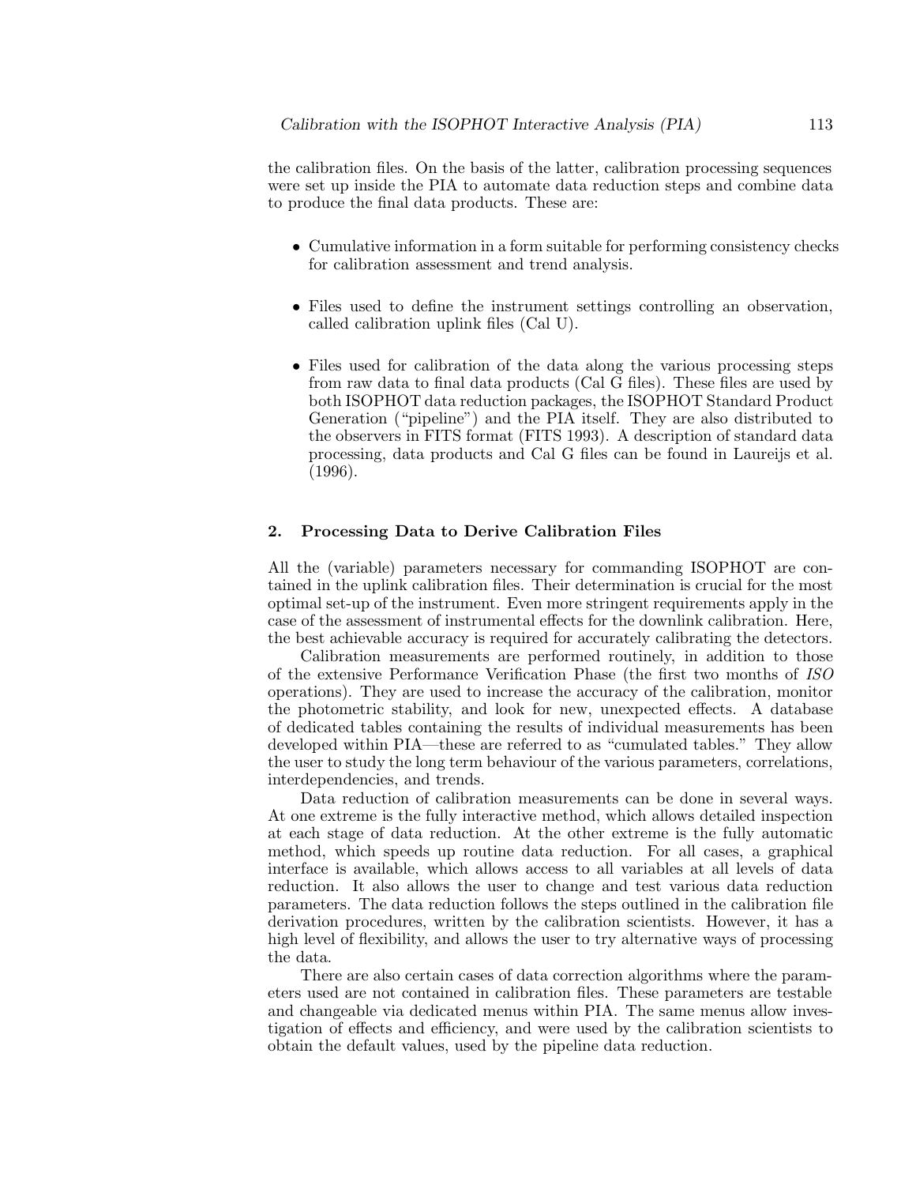the calibration files. On the basis of the latter, calibration processing sequences were set up inside the PIA to automate data reduction steps and combine data to produce the final data products. These are:

- Cumulative information in a form suitable for performing consistency checks for calibration assessment and trend analysis.
- Files used to define the instrument settings controlling an observation, called calibration uplink files (Cal U).
- Files used for calibration of the data along the various processing steps from raw data to final data products (Cal G files). These files are used by both ISOPHOT data reduction packages, the ISOPHOT Standard Product Generation ("pipeline") and the PIA itself. They are also distributed to the observers in FITS format (FITS 1993). A description of standard data processing, data products and Cal G files can be found in Laureijs et al. (1996).

## 2. Processing Data to Derive Calibration Files

All the (variable) parameters necessary for commanding ISOPHOT are contained in the uplink calibration files. Their determination is crucial for the most optimal set-up of the instrument. Even more stringent requirements apply in the case of the assessment of instrumental effects for the downlink calibration. Here, the best achievable accuracy is required for accurately calibrating the detectors.

Calibration measurements are performed routinely, in addition to those of the extensive Performance Verification Phase (the first two months of *ISO* operations). They are used to increase the accuracy of the calibration, monitor the photometric stability, and look for new, unexpected effects. A database of dedicated tables containing the results of individual measurements has been developed within PIA—these are referred to as "cumulated tables." They allow the user to study the long term behaviour of the various parameters, correlations, interdependencies, and trends.

Data reduction of calibration measurements can be done in several ways. At one extreme is the fully interactive method, which allows detailed inspection at each stage of data reduction. At the other extreme is the fully automatic method, which speeds up routine data reduction. For all cases, a graphical interface is available, which allows access to all variables at all levels of data reduction. It also allows the user to change and test various data reduction parameters. The data reduction follows the steps outlined in the calibration file derivation procedures, written by the calibration scientists. However, it has a high level of flexibility, and allows the user to try alternative ways of processing the data.

There are also certain cases of data correction algorithms where the parameters used are not contained in calibration files. These parameters are testable and changeable via dedicated menus within PIA. The same menus allow investigation of effects and efficiency, and were used by the calibration scientists to obtain the default values, used by the pipeline data reduction.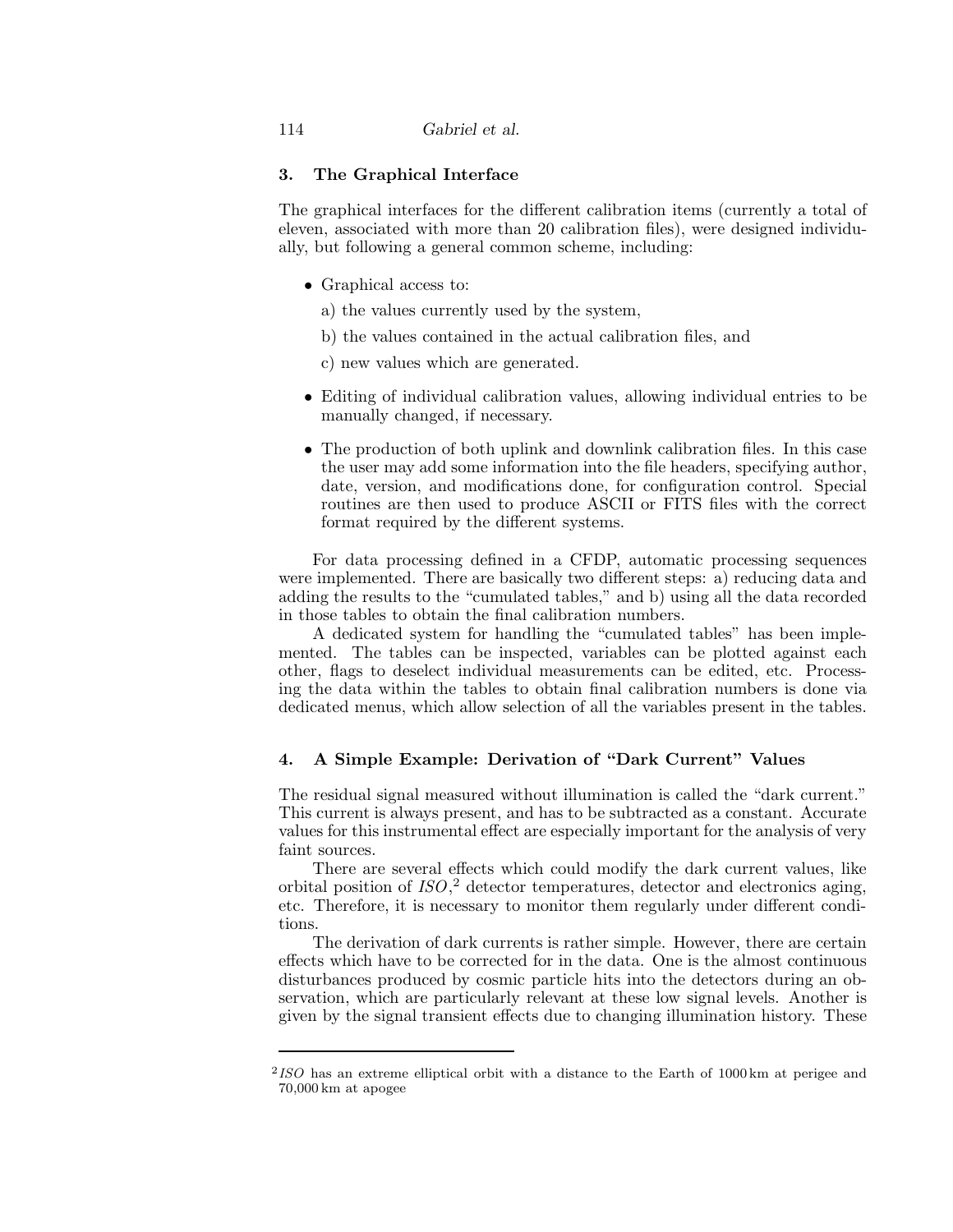## 3. The Graphical Interface

The graphical interfaces for the different calibration items (currently a total of eleven, associated with more than 20 calibration files), were designed individually, but following a general common scheme, including:

- Graphical access to:

  a) the values currently used by the system,

  b) the values contained in the actual calibration files, and

  c) new values which are generated.

- Editing of individual calibration values, allowing individual entries to be manually changed, if necessary.

- The production of both uplink and downlink calibration files. In this case the user may add some information into the file headers, specifying author, date, version, and modifications done, for configuration control. Special routines are then used to produce ASCII or FITS files with the correct format required by the different systems.

For data processing defined in a CFDP, automatic processing sequences were implemented. There are basically two different steps: a) reducing data and adding the results to the "cumulated tables," and b) using all the data recorded in those tables to obtain the final calibration numbers.

A dedicated system for handling the "cumulated tables" has been implemented. The tables can be inspected, variables can be plotted against each other, flags to deselect individual measurements can be edited, etc. Processing the data within the tables to obtain final calibration numbers is done via dedicated menus, which allow selection of all the variables present in the tables.

## 4. A Simple Example: Derivation of "Dark Current" Values

The residual signal measured without illumination is called the "dark current." This current is always present, and has to be subtracted as a constant. Accurate values for this instrumental effect are especially important for the analysis of very faint sources.

There are several effects which could modify the dark current values, like orbital position of *ISO*,[2] detector temperatures, detector and electronics aging, etc. Therefore, it is necessary to monitor them regularly under different conditions.

The derivation of dark currents is rather simple. However, there are certain effects which have to be corrected for in the data. One is the almost continuous disturbances produced by cosmic particle hits into the detectors during an observation, which are particularly relevant at these low signal levels. Another is given by the signal transient effects due to changing illumination history. These

[2] *ISO* has an extreme elliptical orbit with a distance to the Earth of 1000 km at perigee and 70,000 km at apogee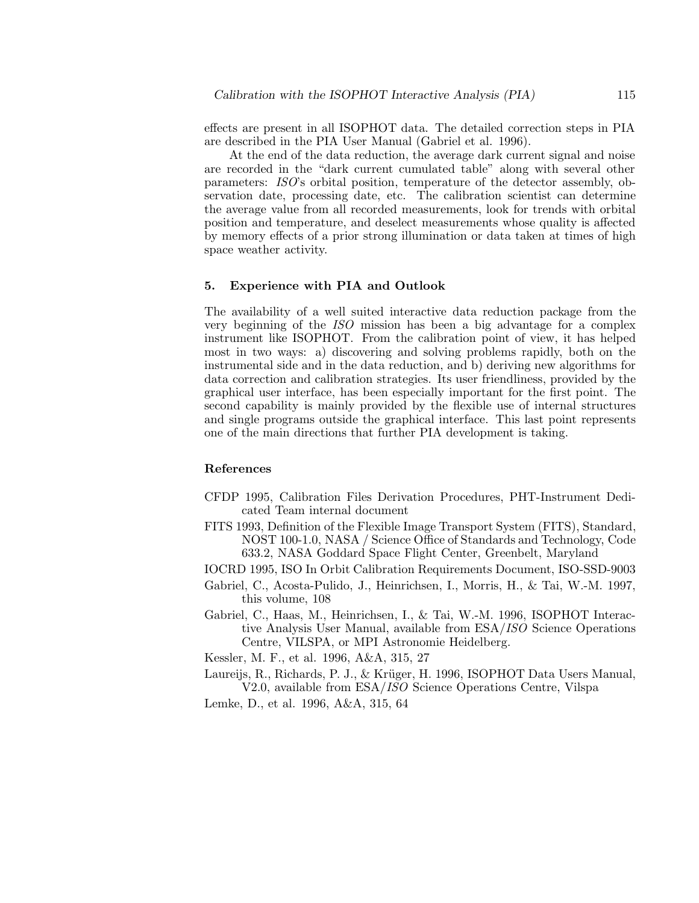effects are present in all ISOPHOT data. The detailed correction steps in PIA are described in the PIA User Manual (Gabriel et al. 1996).

At the end of the data reduction, the average dark current signal and noise are recorded in the "dark current cumulated table" along with several other parameters: *ISO*'s orbital position, temperature of the detector assembly, observation date, processing date, etc. The calibration scientist can determine the average value from all recorded measurements, look for trends with orbital position and temperature, and deselect measurements whose quality is affected by memory effects of a prior strong illumination or data taken at times of high space weather activity.

## 5. Experience with PIA and Outlook

The availability of a well suited interactive data reduction package from the very beginning of the *ISO* mission has been a big advantage for a complex instrument like ISOPHOT. From the calibration point of view, it has helped most in two ways: a) discovering and solving problems rapidly, both on the instrumental side and in the data reduction, and b) deriving new algorithms for data correction and calibration strategies. Its user friendliness, provided by the graphical user interface, has been especially important for the first point. The second capability is mainly provided by the flexible use of internal structures and single programs outside the graphical interface. This last point represents one of the main directions that further PIA development is taking.

## References

CFDP 1995, Calibration Files Derivation Procedures, PHT-Instrument Dedicated Team internal document

FITS 1993, Definition of the Flexible Image Transport System (FITS), Standard, NOST 100-1.0, NASA / Science Office of Standards and Technology, Code 633.2, NASA Goddard Space Flight Center, Greenbelt, Maryland

IOCRD 1995, ISO In Orbit Calibration Requirements Document, ISO-SSD-9003

Gabriel, C., Acosta-Pulido, J., Heinrichsen, I., Morris, H., & Tai, W.-M. 1997, this volume, 108

Gabriel, C., Haas, M., Heinrichsen, I., & Tai, W.-M. 1996, ISOPHOT Interactive Analysis User Manual, available from ESA/*ISO* Science Operations Centre, VILSPA, or MPI Astronomie Heidelberg.

Kessler, M. F., et al. 1996, A&A, 315, 27

Laureijs, R., Richards, P. J., & Krüger, H. 1996, ISOPHOT Data Users Manual, V2.0, available from ESA/*ISO* Science Operations Centre, Vilspa

Lemke, D., et al. 1996, A&A, 315, 64